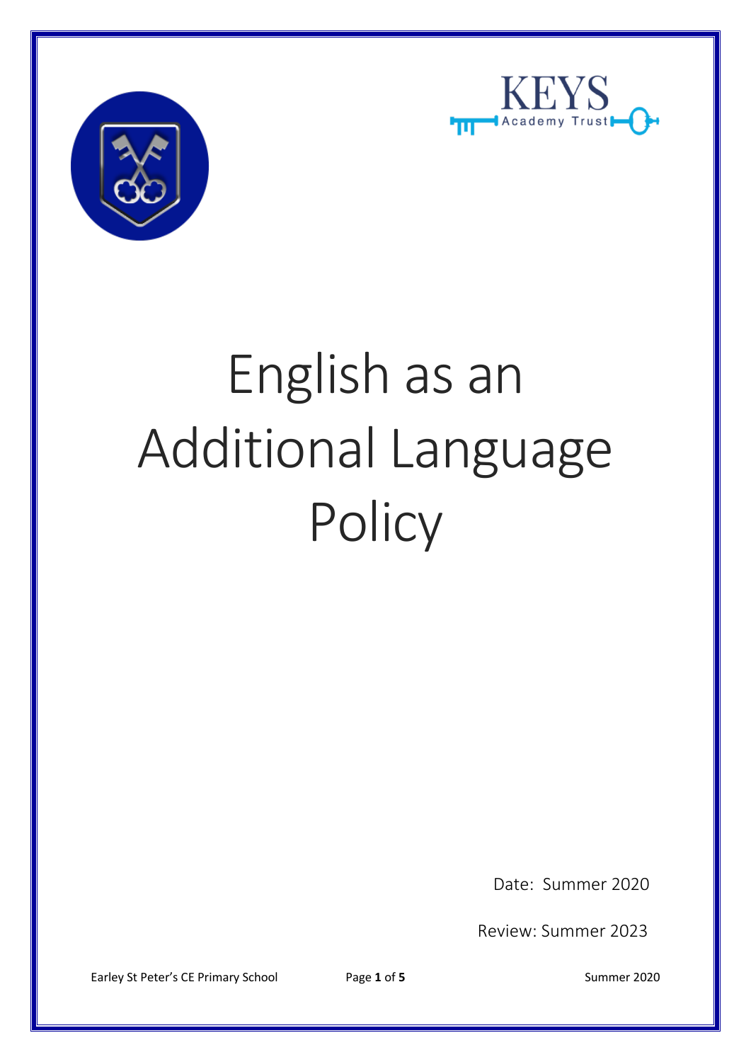KEYS Academy Trust

# English as an Additional Language Policy

Date: Summer 2020

Review: Summer 2023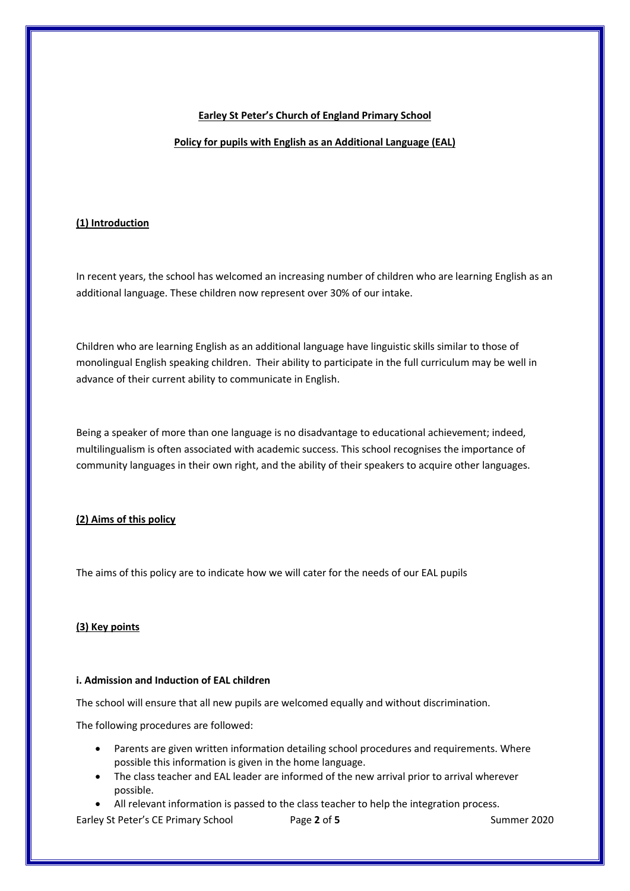**Earley St Peter's Church of England Primary School**

**Policy for pupils with English as an Additional Language (EAL)**

## (1) Introduction

In recent years, the school has welcomed an increasing number of children who are learning English as an additional language. These children now represent over 30% of our intake.

Children who are learning English as an additional language have linguistic skills similar to those of monolingual English speaking children. Their ability to participate in the full curriculum may be well in advance of their current ability to communicate in English.

Being a speaker of more than one language is no disadvantage to educational achievement; indeed, multilingualism is often associated with academic success. This school recognises the importance of community languages in their own right, and the ability of their speakers to acquire other languages.

## (2) Aims of this policy

The aims of this policy are to indicate how we will cater for the needs of our EAL pupils

## (3) Key points

### i. Admission and Induction of EAL children

The school will ensure that all new pupils are welcomed equally and without discrimination.

The following procedures are followed:

- Parents are given written information detailing school procedures and requirements. Where possible this information is given in the home language.
- The class teacher and EAL leader are informed of the new arrival prior to arrival wherever possible.
- All relevant information is passed to the class teacher to help the integration process.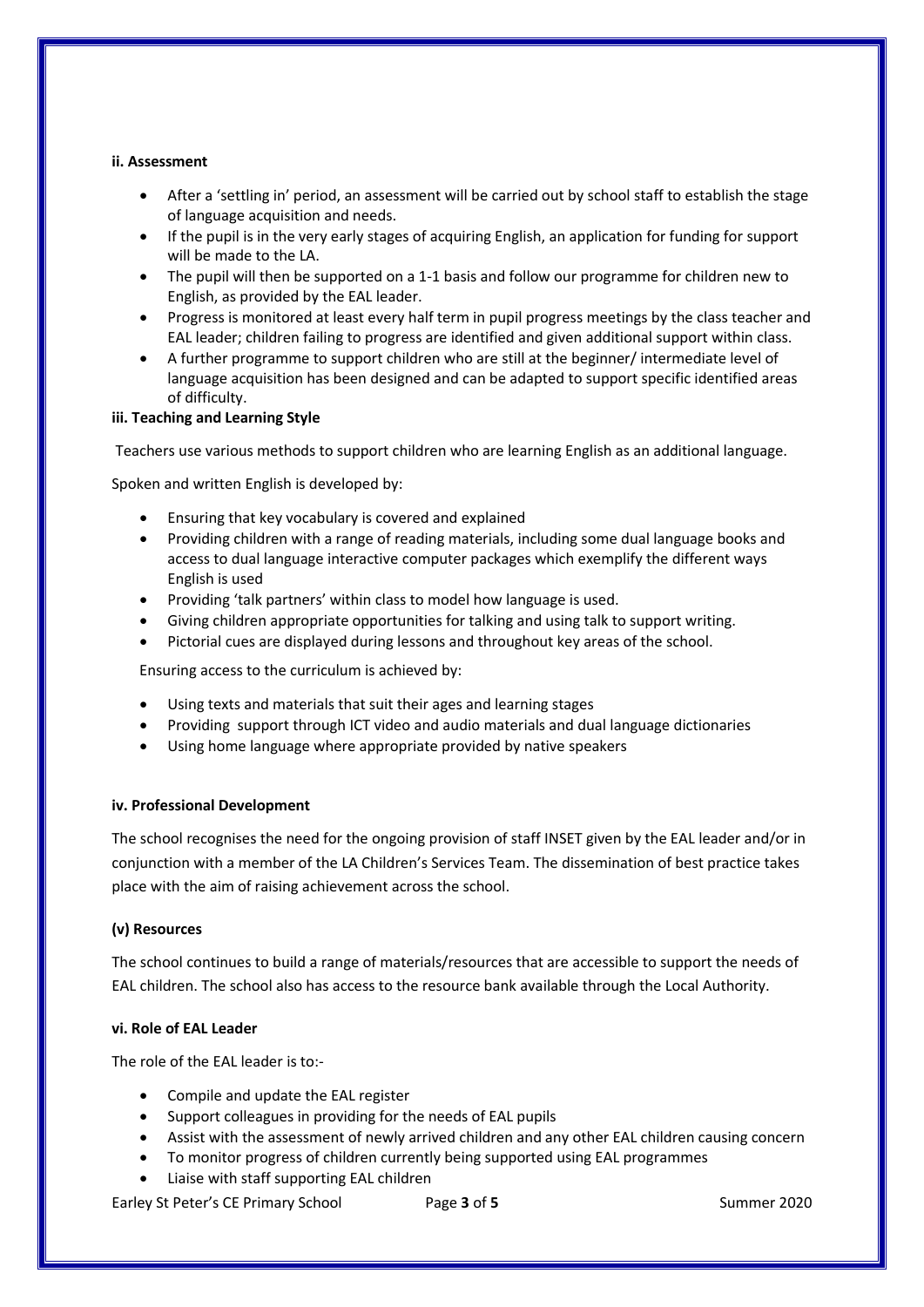**ii. Assessment**

- After a 'settling in' period, an assessment will be carried out by school staff to establish the stage of language acquisition and needs.
- If the pupil is in the very early stages of acquiring English, an application for funding for support will be made to the LA.
- The pupil will then be supported on a 1-1 basis and follow our programme for children new to English, as provided by the EAL leader.
- Progress is monitored at least every half term in pupil progress meetings by the class teacher and EAL leader; children failing to progress are identified and given additional support within class.
- A further programme to support children who are still at the beginner/ intermediate level of language acquisition has been designed and can be adapted to support specific identified areas of difficulty.

**iii. Teaching and Learning Style**

Teachers use various methods to support children who are learning English as an additional language.

Spoken and written English is developed by:

- Ensuring that key vocabulary is covered and explained
- Providing children with a range of reading materials, including some dual language books and access to dual language interactive computer packages which exemplify the different ways English is used
- Providing 'talk partners' within class to model how language is used.
- Giving children appropriate opportunities for talking and using talk to support writing.
- Pictorial cues are displayed during lessons and throughout key areas of the school.

Ensuring access to the curriculum is achieved by:

- Using texts and materials that suit their ages and learning stages
- Providing support through ICT video and audio materials and dual language dictionaries
- Using home language where appropriate provided by native speakers

**iv. Professional Development**

The school recognises the need for the ongoing provision of staff INSET given by the EAL leader and/or in conjunction with a member of the LA Children's Services Team. The dissemination of best practice takes place with the aim of raising achievement across the school.

**(v) Resources**

The school continues to build a range of materials/resources that are accessible to support the needs of EAL children. The school also has access to the resource bank available through the Local Authority.

**vi. Role of EAL Leader**

The role of the EAL leader is to:-

- Compile and update the EAL register
- Support colleagues in providing for the needs of EAL pupils
- Assist with the assessment of newly arrived children and any other EAL children causing concern
- To monitor progress of children currently being supported using EAL programmes
- Liaise with staff supporting EAL children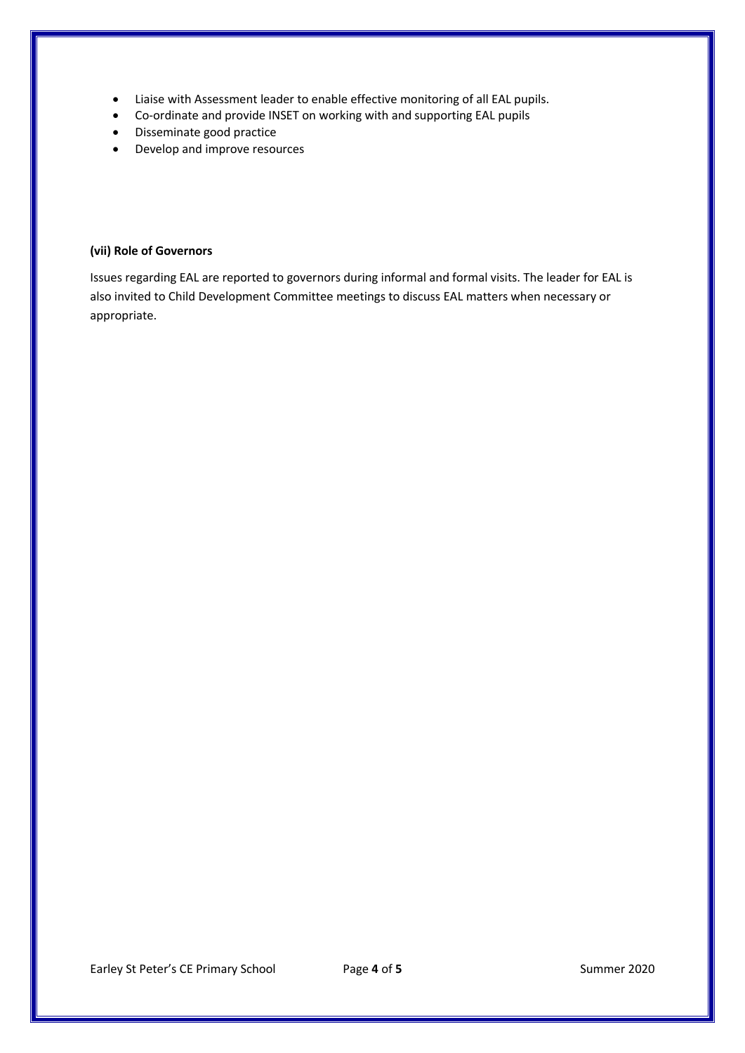- Liaise with Assessment leader to enable effective monitoring of all EAL pupils.
- Co-ordinate and provide INSET on working with and supporting EAL pupils
- Disseminate good practice
- Develop and improve resources

**(vii) Role of Governors**

Issues regarding EAL are reported to governors during informal and formal visits. The leader for EAL is also invited to Child Development Committee meetings to discuss EAL matters when necessary or appropriate.